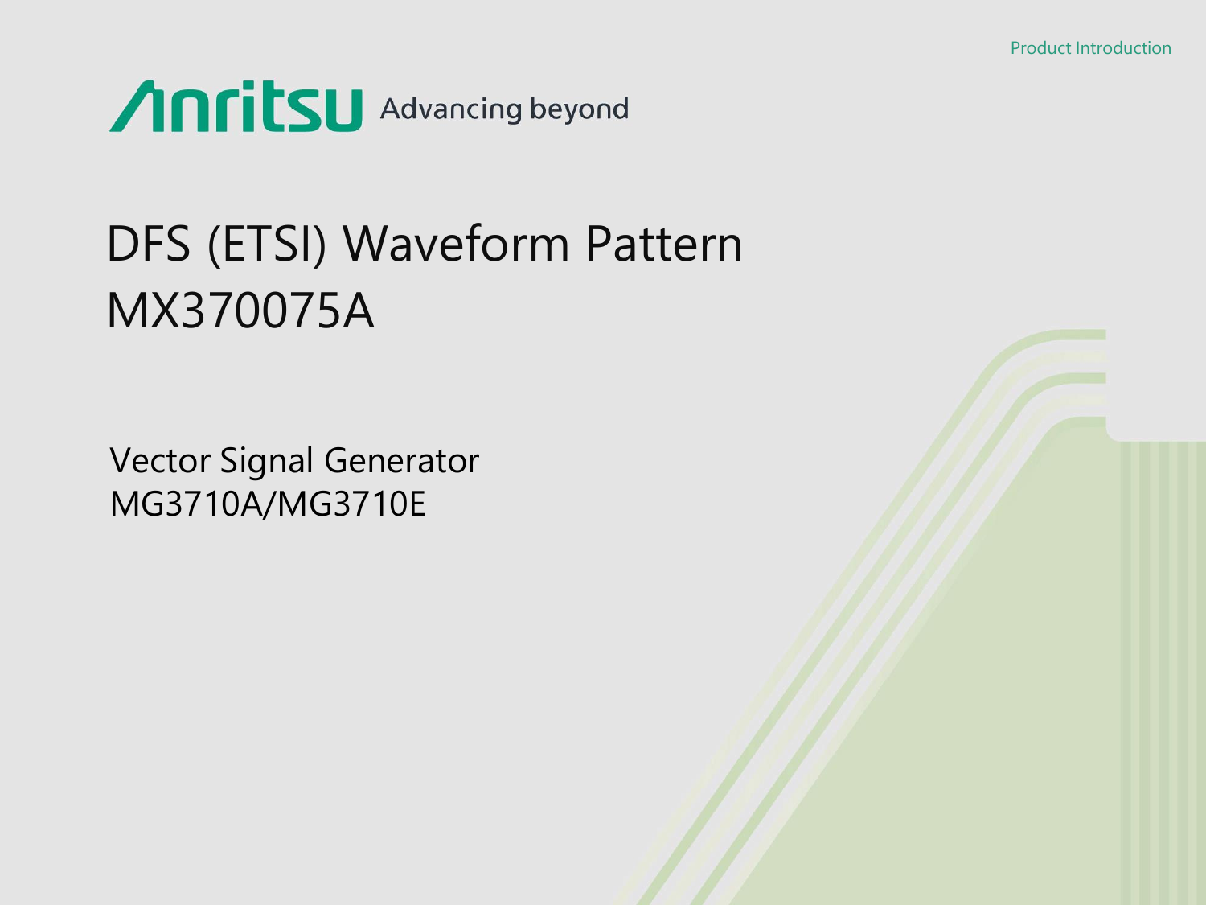Product Introduction

Anritsu Advancing beyond

# DFS (ETSI) Waveform Pattern MX370075A

Vector Signal Generator
MG3710A/MG3710E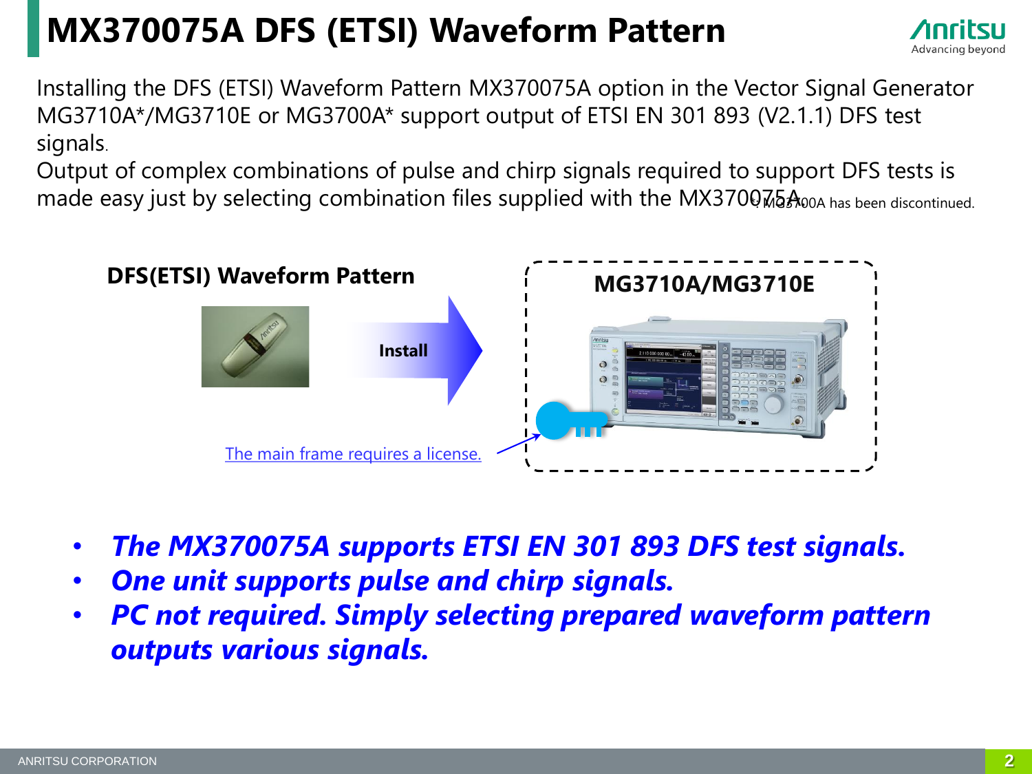# MX370075A DFS (ETSI) Waveform Pattern

Installing the DFS (ETSI) Waveform Pattern MX370075A option in the Vector Signal Generator MG3710A*/MG3710E or MG3700A* support output of ETSI EN 301 893 (V2.1.1) DFS test signals.

Output of complex combinations of pulse and chirp signals required to support DFS tests is made easy just by selecting combination files supplied with the MX370075A.

*: MG3700A has been discontinued.

**DFS(ETSI) Waveform Pattern**

**Install**

**MG3710A/MG3710E**

The main frame requires a license.

- ***The MX370075A supports ETSI EN 301 893 DFS test signals.***
- ***One unit supports pulse and chirp signals.***
- ***PC not required. Simply selecting prepared waveform pattern outputs various signals.***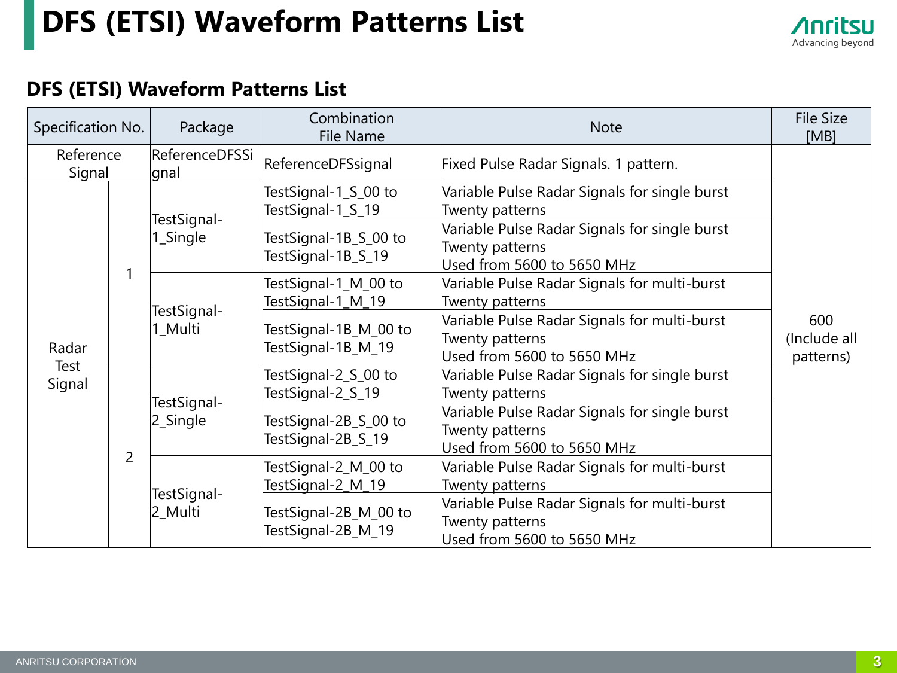# DFS (ETSI) Waveform Patterns List

## DFS (ETSI) Waveform Patterns List

| Specification No. | | Package | Combination File Name | Note | File Size [MB] |
|---|---|---|---|---|---|
| Reference Signal | | ReferenceDFSSignal | ReferenceDFSsignal | Fixed Pulse Radar Signals. 1 pattern. | 600 (Include all patterns) |
| Radar Test Signal | 1 | TestSignal-1_Single | TestSignal-1_S_00 to TestSignal-1_S_19 | Variable Pulse Radar Signals for single burst<br>Twenty patterns | |
| | | | TestSignal-1B_S_00 to TestSignal-1B_S_19 | Variable Pulse Radar Signals for single burst<br>Twenty patterns<br>Used from 5600 to 5650 MHz | |
| | | TestSignal-1_Multi | TestSignal-1_M_00 to TestSignal-1_M_19 | Variable Pulse Radar Signals for multi-burst<br>Twenty patterns | |
| | | | TestSignal-1B_M_00 to TestSignal-1B_M_19 | Variable Pulse Radar Signals for multi-burst<br>Twenty patterns<br>Used from 5600 to 5650 MHz | |
| | 2 | TestSignal-2_Single | TestSignal-2_S_00 to TestSignal-2_S_19 | Variable Pulse Radar Signals for single burst<br>Twenty patterns | |
| | | | TestSignal-2B_S_00 to TestSignal-2B_S_19 | Variable Pulse Radar Signals for single burst<br>Twenty patterns<br>Used from 5600 to 5650 MHz | |
| | | TestSignal-2_Multi | TestSignal-2_M_00 to TestSignal-2_M_19 | Variable Pulse Radar Signals for multi-burst<br>Twenty patterns | |
| | | | TestSignal-2B_M_00 to TestSignal-2B_M_19 | Variable Pulse Radar Signals for multi-burst<br>Twenty patterns<br>Used from 5600 to 5650 MHz | |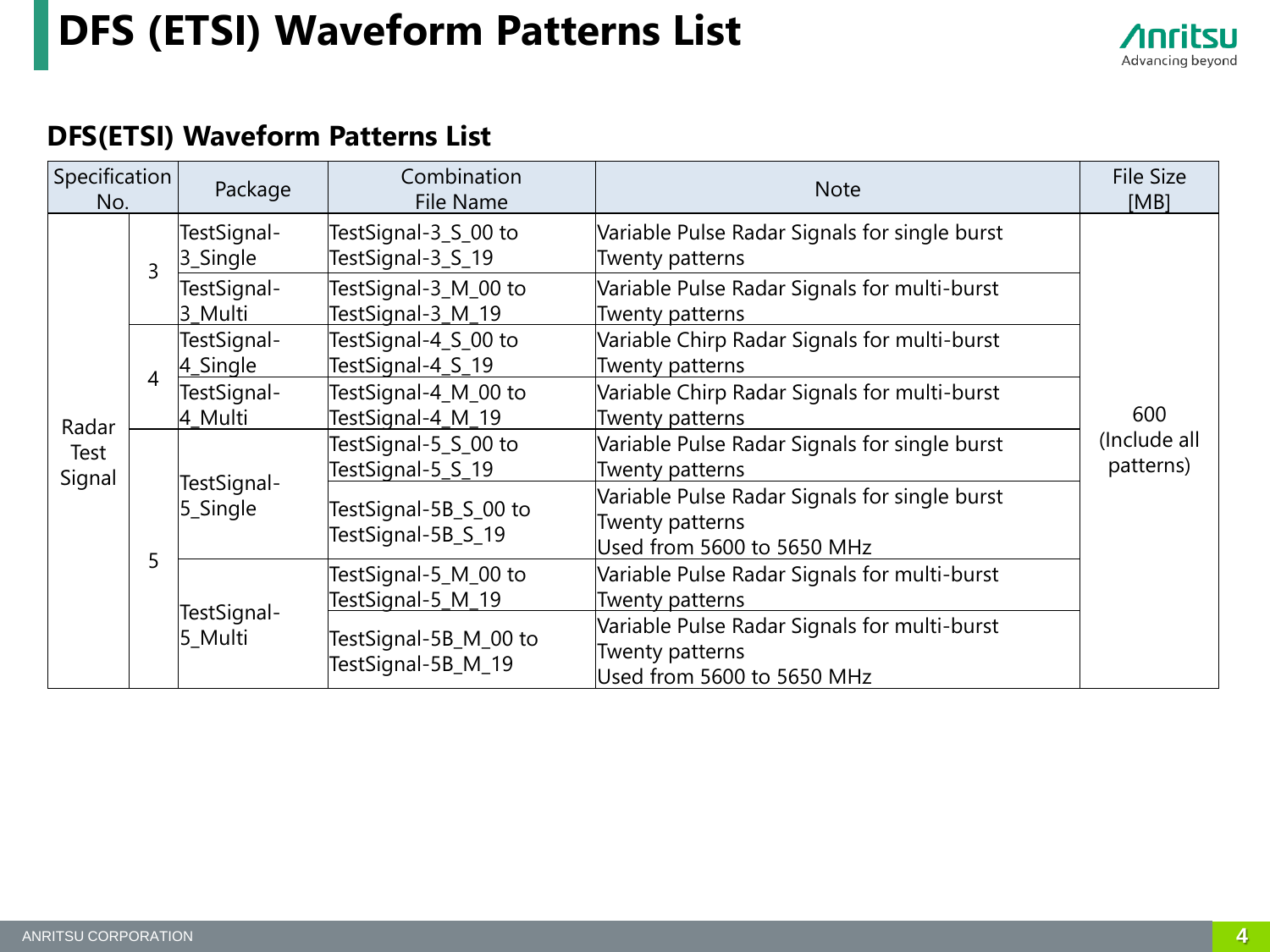# DFS (ETSI) Waveform Patterns List

## DFS(ETSI) Waveform Patterns List

| Specification No. | | Package | Combination File Name | Note | File Size [MB] |
|---|---|---|---|---|---|
| Radar Test Signal | 3 | TestSignal-3_Single | TestSignal-3_S_00 to TestSignal-3_S_19 | Variable Pulse Radar Signals for single burst Twenty patterns | 600 (Include all patterns) |
| | | TestSignal-3_Multi | TestSignal-3_M_00 to TestSignal-3_M_19 | Variable Pulse Radar Signals for multi-burst Twenty patterns | |
| | 4 | TestSignal-4_Single | TestSignal-4_S_00 to TestSignal-4_S_19 | Variable Chirp Radar Signals for multi-burst Twenty patterns | |
| | | TestSignal-4_Multi | TestSignal-4_M_00 to TestSignal-4_M_19 | Variable Chirp Radar Signals for multi-burst Twenty patterns | |
| | 5 | TestSignal-5_Single | TestSignal-5_S_00 to TestSignal-5_S_19 | Variable Pulse Radar Signals for single burst Twenty patterns | |
| | | | TestSignal-5B_S_00 to TestSignal-5B_S_19 | Variable Pulse Radar Signals for single burst Twenty patterns Used from 5600 to 5650 MHz | |
| | | TestSignal-5_Multi | TestSignal-5_M_00 to TestSignal-5_M_19 | Variable Pulse Radar Signals for multi-burst Twenty patterns | |
| | | | TestSignal-5B_M_00 to TestSignal-5B_M_19 | Variable Pulse Radar Signals for multi-burst Twenty patterns Used from 5600 to 5650 MHz | |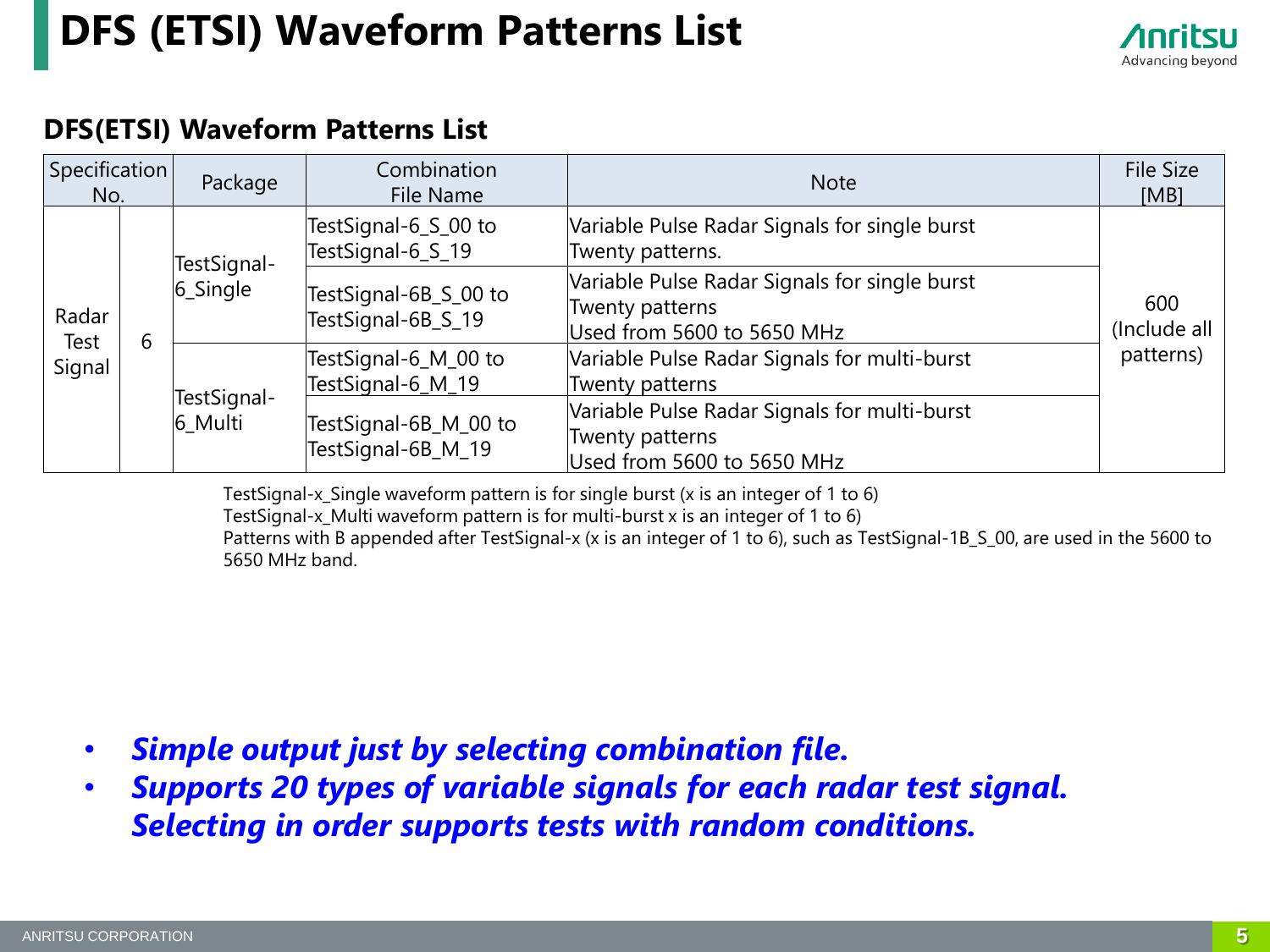# DFS (ETSI) Waveform Patterns List

## DFS(ETSI) Waveform Patterns List

| Specification No. | | Package | Combination File Name | Note | File Size [MB] |
|---|---|---|---|---|---|
| Radar Test Signal | 6 | TestSignal-6_Single | TestSignal-6_S_00 to TestSignal-6_S_19 | Variable Pulse Radar Signals for single burst<br>Twenty patterns. | 600 (Include all patterns) |
| | | | TestSignal-6B_S_00 to TestSignal-6B_S_19 | Variable Pulse Radar Signals for single burst<br>Twenty patterns<br>Used from 5600 to 5650 MHz | |
| | | TestSignal-6_Multi | TestSignal-6_M_00 to TestSignal-6_M_19 | Variable Pulse Radar Signals for multi-burst<br>Twenty patterns | |
| | | | TestSignal-6B_M_00 to TestSignal-6B_M_19 | Variable Pulse Radar Signals for multi-burst<br>Twenty patterns<br>Used from 5600 to 5650 MHz | |

TestSignal-x_Single waveform pattern is for single burst (x is an integer of 1 to 6)
TestSignal-x_Multi waveform pattern is for multi-burst x is an integer of 1 to 6)
Patterns with B appended after TestSignal-x (x is an integer of 1 to 6), such as TestSignal-1B_S_00, are used in the 5600 to 5650 MHz band.

- ***Simple output just by selecting combination file.***
- ***Supports 20 types of variable signals for each radar test signal. Selecting in order supports tests with random conditions.***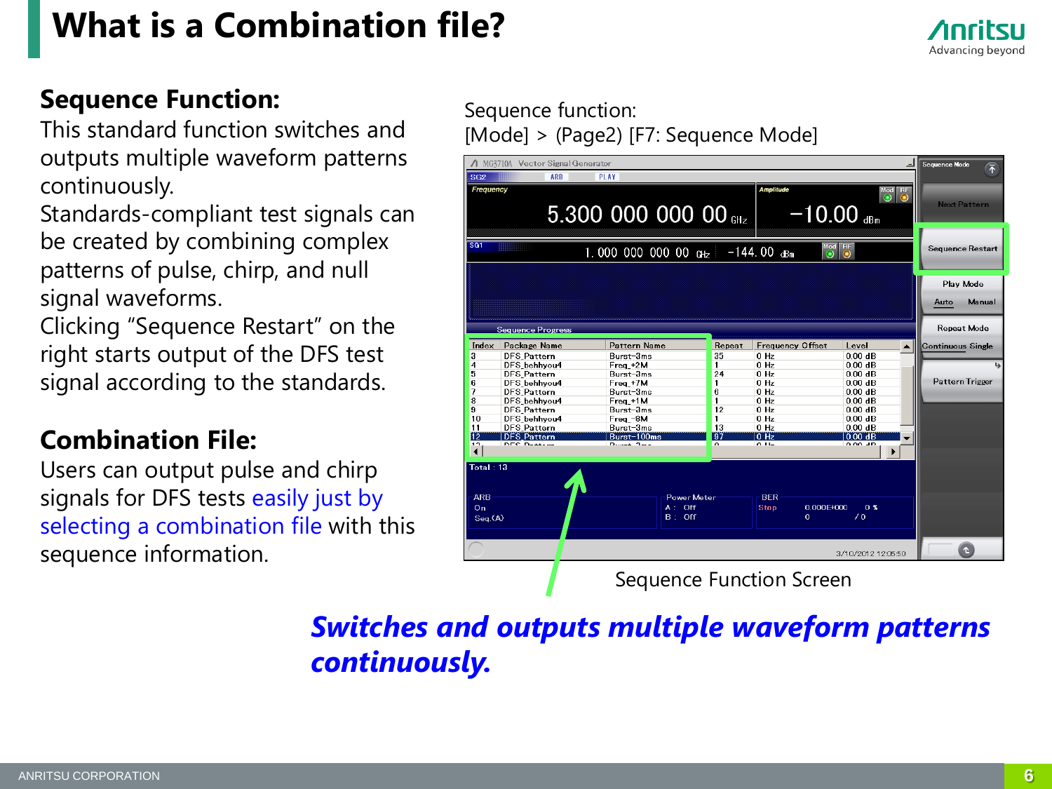# What is a Combination file?

**Sequence Function:**

This standard function switches and outputs multiple waveform patterns continuously.
Standards-compliant test signals can be created by combining complex patterns of pulse, chirp, and null signal waveforms.
Clicking “Sequence Restart” on the right starts output of the DFS test signal according to the standards.

**Combination File:**

Users can output pulse and chirp signals for DFS tests easily just by selecting a combination file with this sequence information.

Sequence function:
[Mode] > (Page2) [F7: Sequence Mode]

Sequence Function Screen

***Switches and outputs multiple waveform patterns continuously.***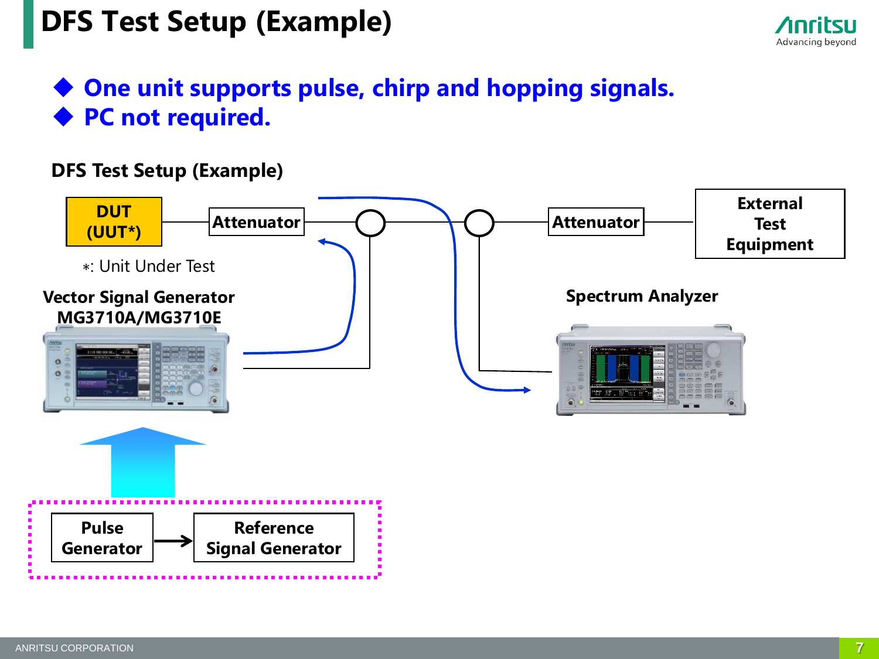# DFS Test Setup (Example)

- One unit supports pulse, chirp and hopping signals.
- PC not required.

**DFS Test Setup (Example)**

DUT (UUT*)

Attenuator

Attenuator

External Test Equipment

*: Unit Under Test

**Vector Signal Generator MG3710A/MG3710E**

**Spectrum Analyzer**

Pulse Generator → Reference Signal Generator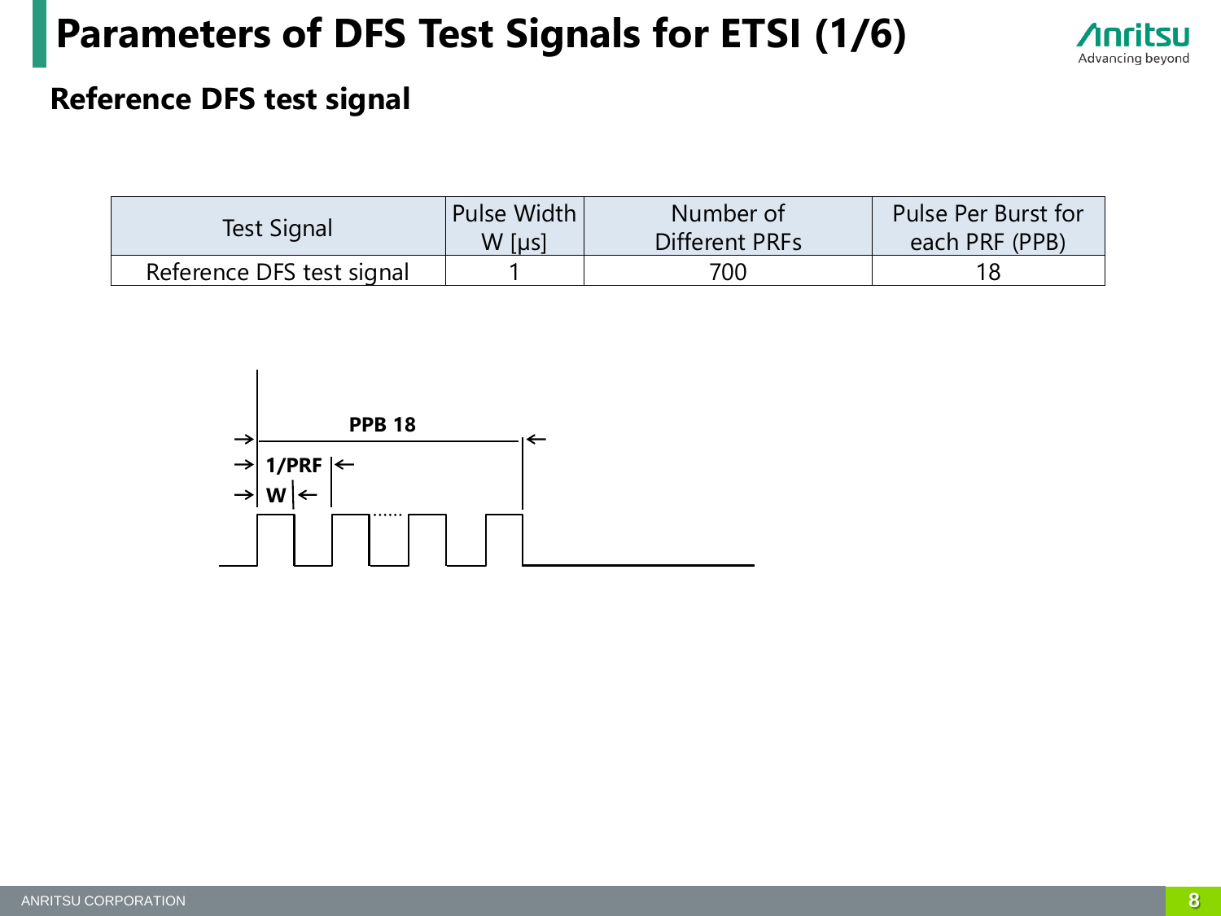# Parameters of DFS Test Signals for ETSI (1/6)

## Reference DFS test signal

| Test Signal | Pulse Width W [μs] | Number of Different PRFs | Pulse Per Burst for each PRF (PPB) |
|---|---|---|---|
| Reference DFS test signal | 1 | 700 | 18 |

PPB 18

1/PRF

W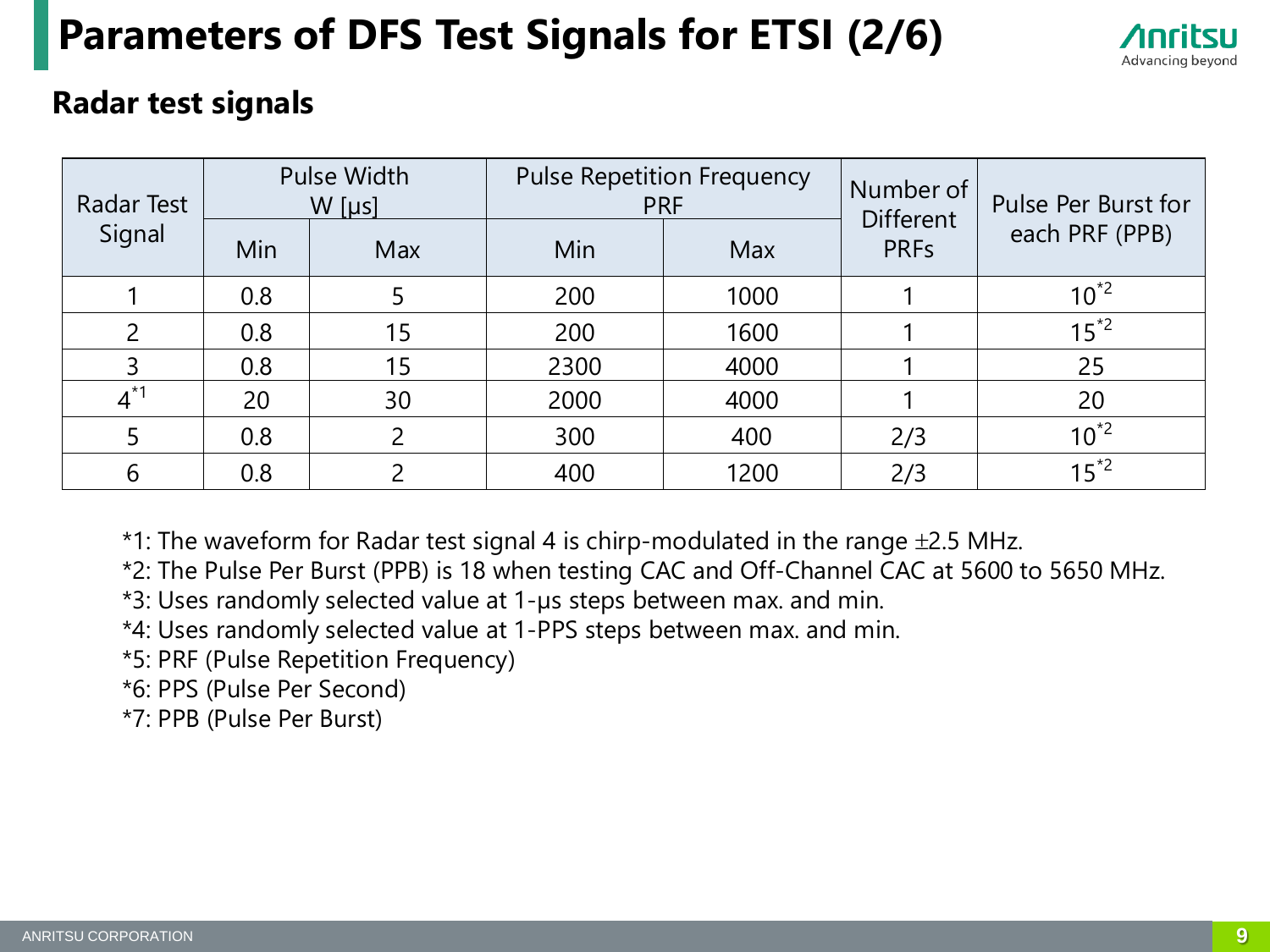# Parameters of DFS Test Signals for ETSI (2/6)

## Radar test signals

| Radar Test Signal | Pulse Width W [µs] | | Pulse Repetition Frequency PRF | | Number of Different PRFs | Pulse Per Burst for each PRF (PPB) |
|---|---|---|---|---|---|---|
| | Min | Max | Min | Max | | |
| 1 | 0.8 | 5 | 200 | 1000 | 1 | 10*2 |
| 2 | 0.8 | 15 | 200 | 1600 | 1 | 15*2 |
| 3 | 0.8 | 15 | 2300 | 4000 | 1 | 25 |
| 4*1 | 20 | 30 | 2000 | 4000 | 1 | 20 |
| 5 | 0.8 | 2 | 300 | 400 | 2/3 | 10*2 |
| 6 | 0.8 | 2 | 400 | 1200 | 2/3 | 15*2 |

*1: The waveform for Radar test signal 4 is chirp-modulated in the range ±2.5 MHz.
*2: The Pulse Per Burst (PPB) is 18 when testing CAC and Off-Channel CAC at 5600 to 5650 MHz.
*3: Uses randomly selected value at 1-µs steps between max. and min.
*4: Uses randomly selected value at 1-PPS steps between max. and min.
*5: PRF (Pulse Repetition Frequency)
*6: PPS (Pulse Per Second)
*7: PPB (Pulse Per Burst)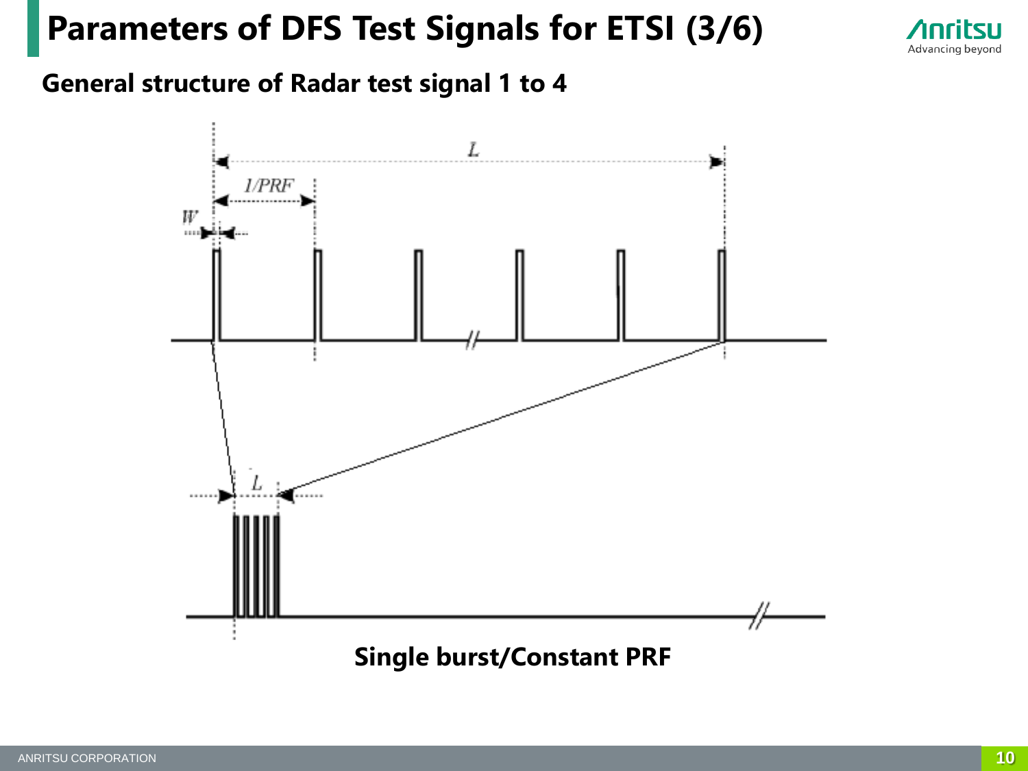# Parameters of DFS Test Signals for ETSI (3/6)

**General structure of Radar test signal 1 to 4**

**Single burst/Constant PRF**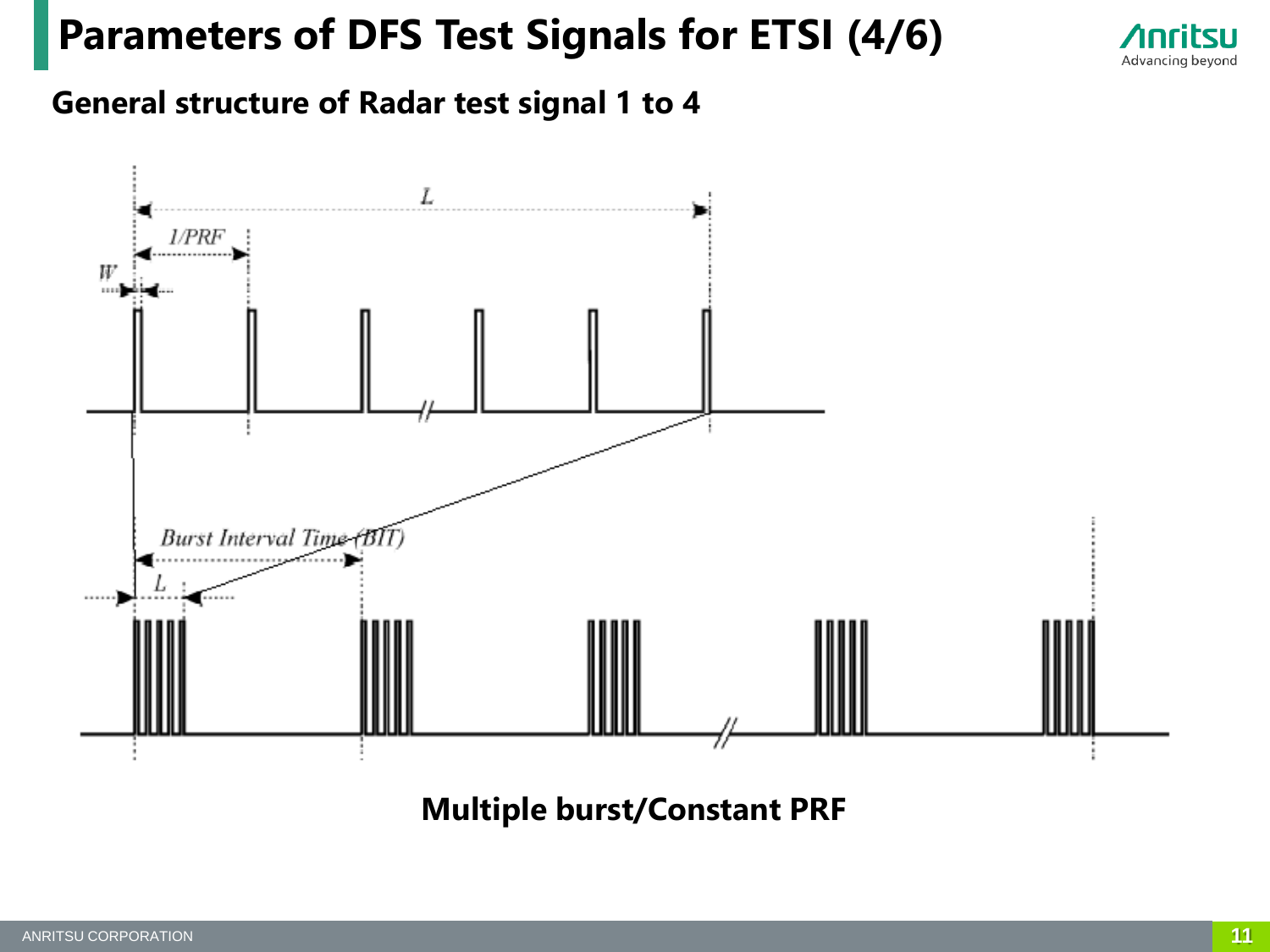# Parameters of DFS Test Signals for ETSI (4/6)

## General structure of Radar test signal 1 to 4

**Multiple burst/Constant PRF**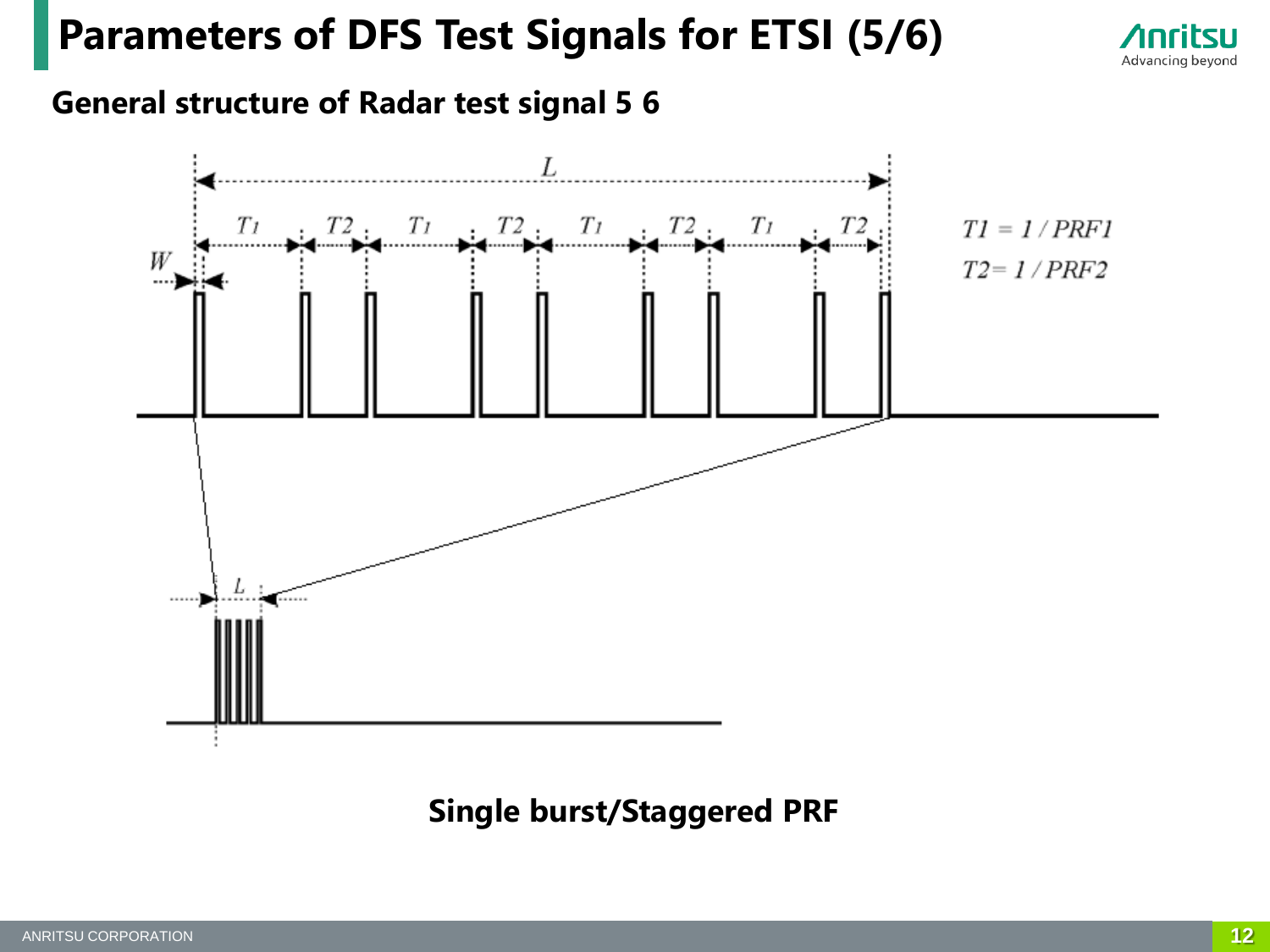# Parameters of DFS Test Signals for ETSI (5/6)

## General structure of Radar test signal 5 6

$T1 = 1 / PRF1$

$T2 = 1 / PRF2$

**Single burst/Staggered PRF**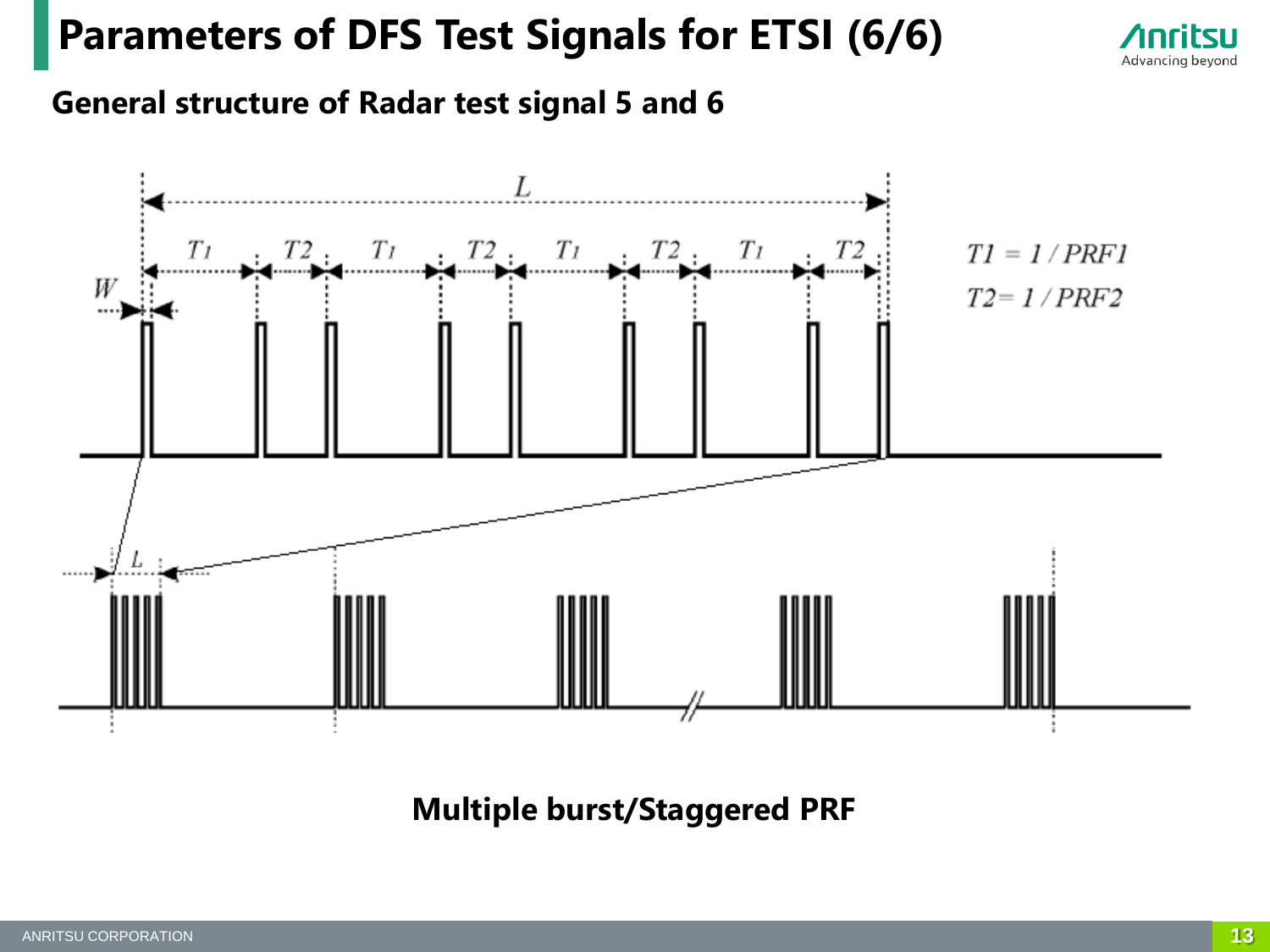# Parameters of DFS Test Signals for ETSI (6/6)

**General structure of Radar test signal 5 and 6**

$T1 = 1 / PRF1$

$T2 = 1 / PRF2$

**Multiple burst/Staggered PRF**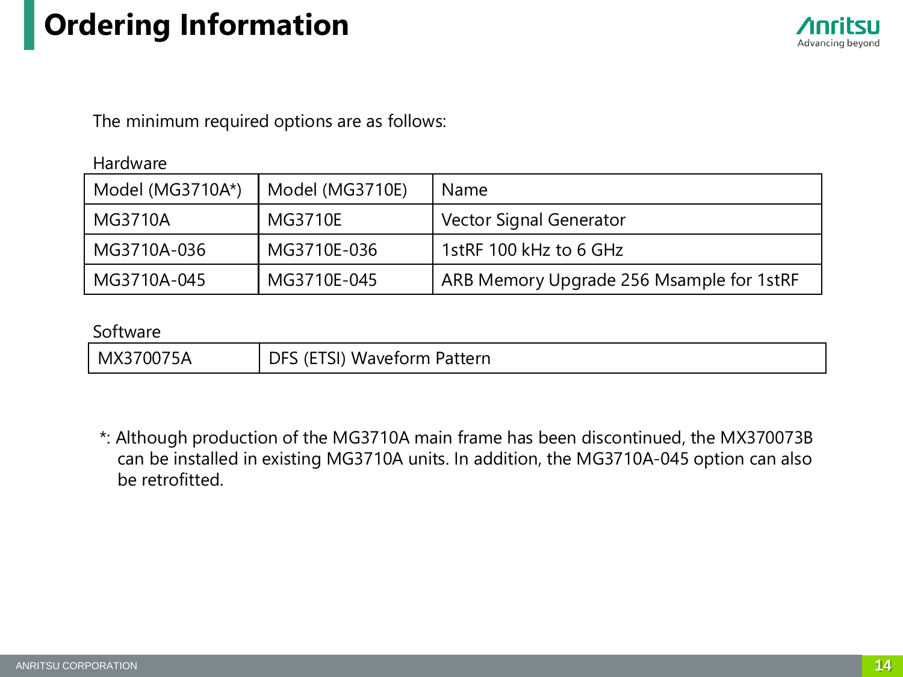# Ordering Information

The minimum required options are as follows:

Hardware

| Model (MG3710A*) | Model (MG3710E) | Name |
|---|---|---|
| MG3710A | MG3710E | Vector Signal Generator |
| MG3710A-036 | MG3710E-036 | 1stRF 100 kHz to 6 GHz |
| MG3710A-045 | MG3710E-045 | ARB Memory Upgrade 256 Msample for 1stRF |

Software

| | |
|---|---|
| MX370075A | DFS (ETSI) Waveform Pattern |

*: Although production of the MG3710A main frame has been discontinued, the MX370073B can be installed in existing MG3710A units. In addition, the MG3710A-045 option can also be retrofitted.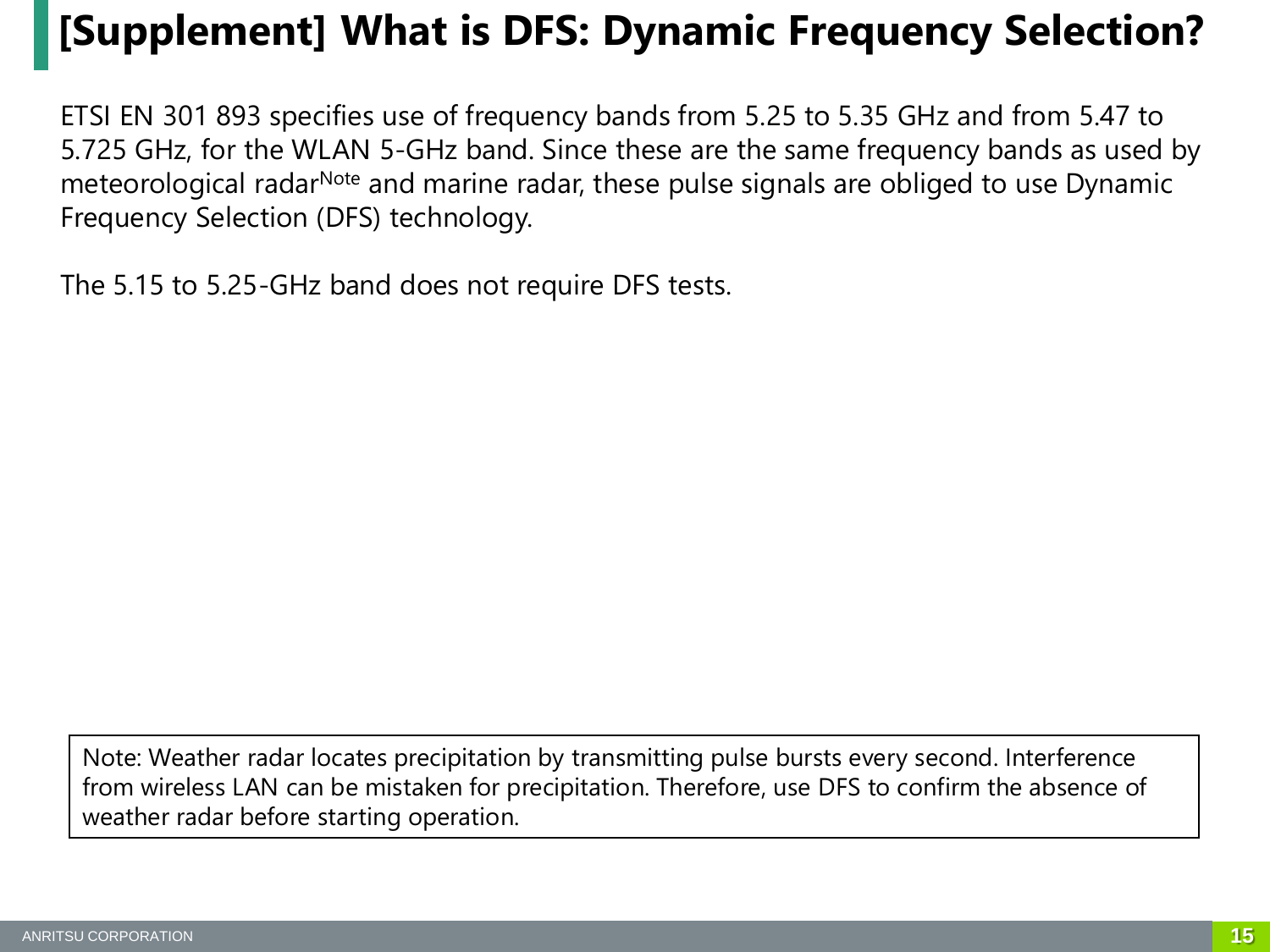# [Supplement] What is DFS: Dynamic Frequency Selection?

ETSI EN 301 893 specifies use of frequency bands from 5.25 to 5.35 GHz and from 5.47 to 5.725 GHz, for the WLAN 5-GHz band. Since these are the same frequency bands as used by meteorological radar[Note] and marine radar, these pulse signals are obliged to use Dynamic Frequency Selection (DFS) technology.

The 5.15 to 5.25-GHz band does not require DFS tests.

Note: Weather radar locates precipitation by transmitting pulse bursts every second. Interference from wireless LAN can be mistaken for precipitation. Therefore, use DFS to confirm the absence of weather radar before starting operation.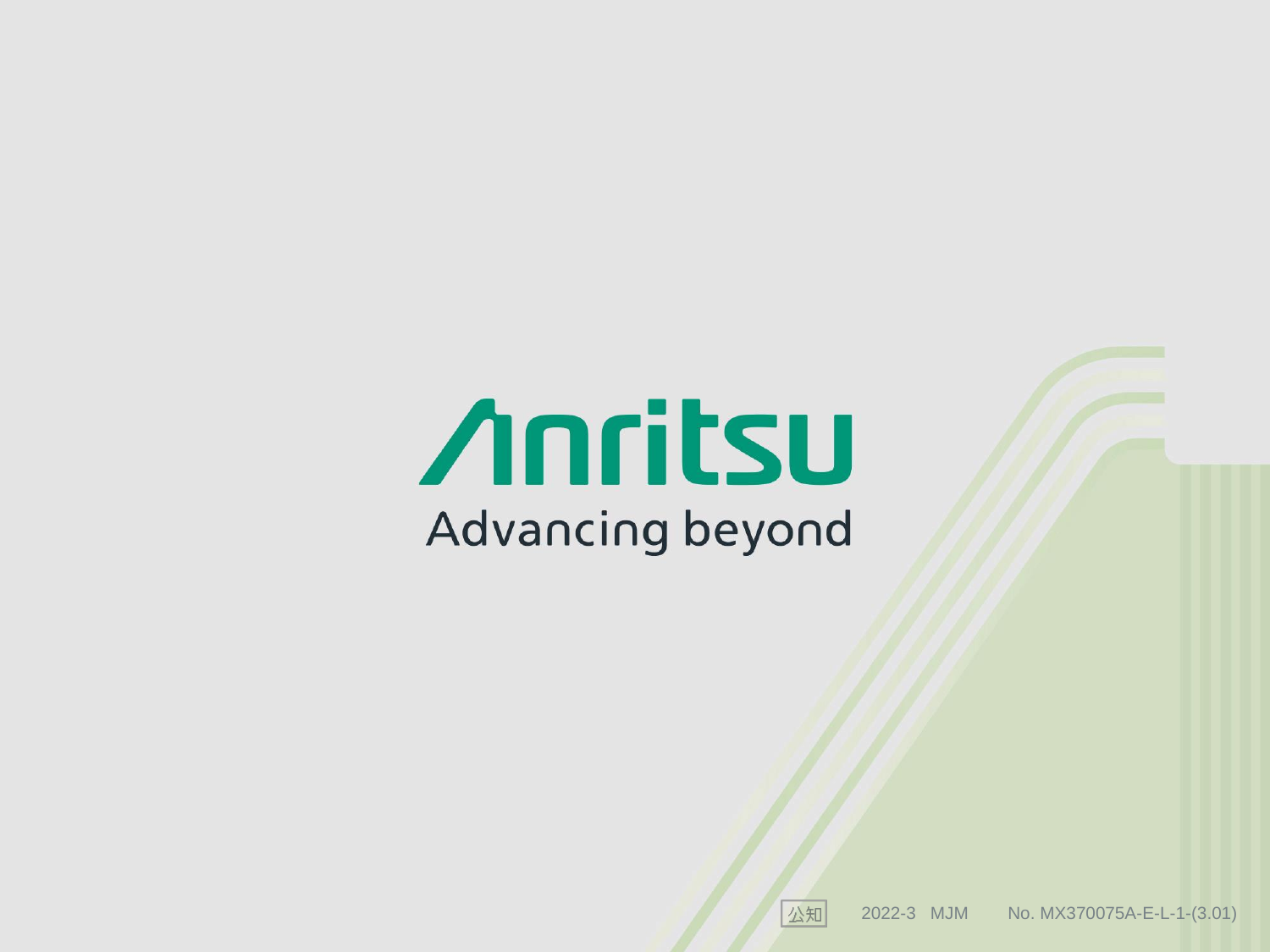Anritsu

Advancing beyond

公知 2022-3 MJM No. MX370075A-E-L-1-(3.01)